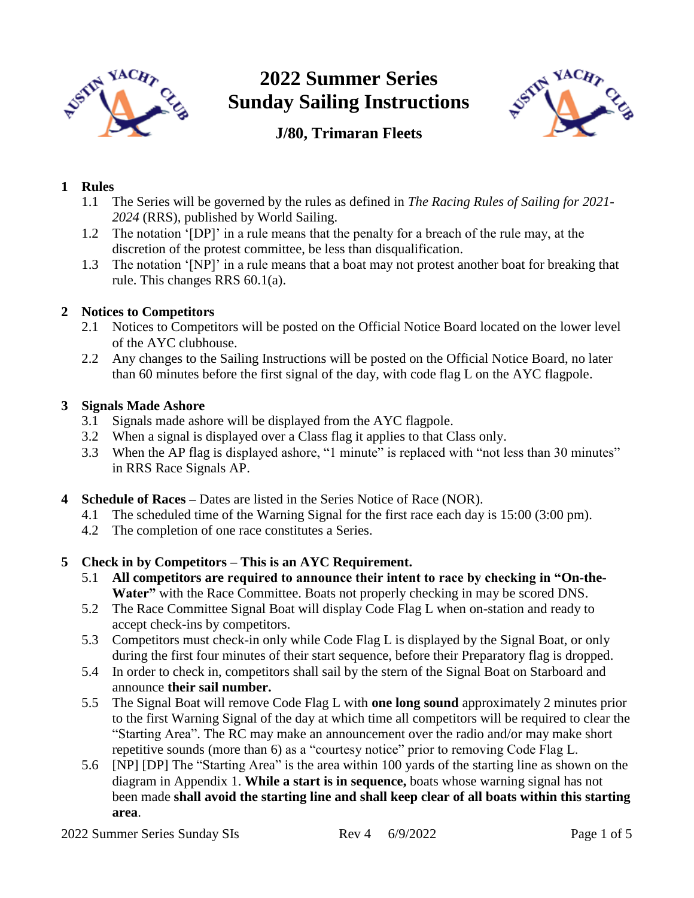# 2022 Summer Series
# Sunday Sailing Instructions

## J/80, Trimaran Fleets

**1 Rules**

1.1 The Series will be governed by the rules as defined in *The Racing Rules of Sailing for 2021-2024* (RRS), published by World Sailing.

1.2 The notation '[DP]' in a rule means that the penalty for a breach of the rule may, at the discretion of the protest committee, be less than disqualification.

1.3 The notation '[NP]' in a rule means that a boat may not protest another boat for breaking that rule. This changes RRS 60.1(a).

**2 Notices to Competitors**

2.1 Notices to Competitors will be posted on the Official Notice Board located on the lower level of the AYC clubhouse.

2.2 Any changes to the Sailing Instructions will be posted on the Official Notice Board, no later than 60 minutes before the first signal of the day, with code flag L on the AYC flagpole.

**3 Signals Made Ashore**

3.1 Signals made ashore will be displayed from the AYC flagpole.

3.2 When a signal is displayed over a Class flag it applies to that Class only.

3.3 When the AP flag is displayed ashore, "1 minute" is replaced with "not less than 30 minutes" in RRS Race Signals AP.

**4 Schedule of Races –** Dates are listed in the Series Notice of Race (NOR).

4.1 The scheduled time of the Warning Signal for the first race each day is 15:00 (3:00 pm).

4.2 The completion of one race constitutes a Series.

**5 Check in by Competitors – This is an AYC Requirement.**

5.1 **All competitors are required to announce their intent to race by checking in "On-the-Water"** with the Race Committee. Boats not properly checking in may be scored DNS.

5.2 The Race Committee Signal Boat will display Code Flag L when on-station and ready to accept check-ins by competitors.

5.3 Competitors must check-in only while Code Flag L is displayed by the Signal Boat, or only during the first four minutes of their start sequence, before their Preparatory flag is dropped.

5.4 In order to check in, competitors shall sail by the stern of the Signal Boat on Starboard and announce **their sail number.**

5.5 The Signal Boat will remove Code Flag L with **one long sound** approximately 2 minutes prior to the first Warning Signal of the day at which time all competitors will be required to clear the "Starting Area". The RC may make an announcement over the radio and/or may make short repetitive sounds (more than 6) as a "courtesy notice" prior to removing Code Flag L.

5.6 [NP] [DP] The "Starting Area" is the area within 100 yards of the starting line as shown on the diagram in Appendix 1. **While a start is in sequence,** boats whose warning signal has not been made **shall avoid the starting line and shall keep clear of all boats within this starting area**.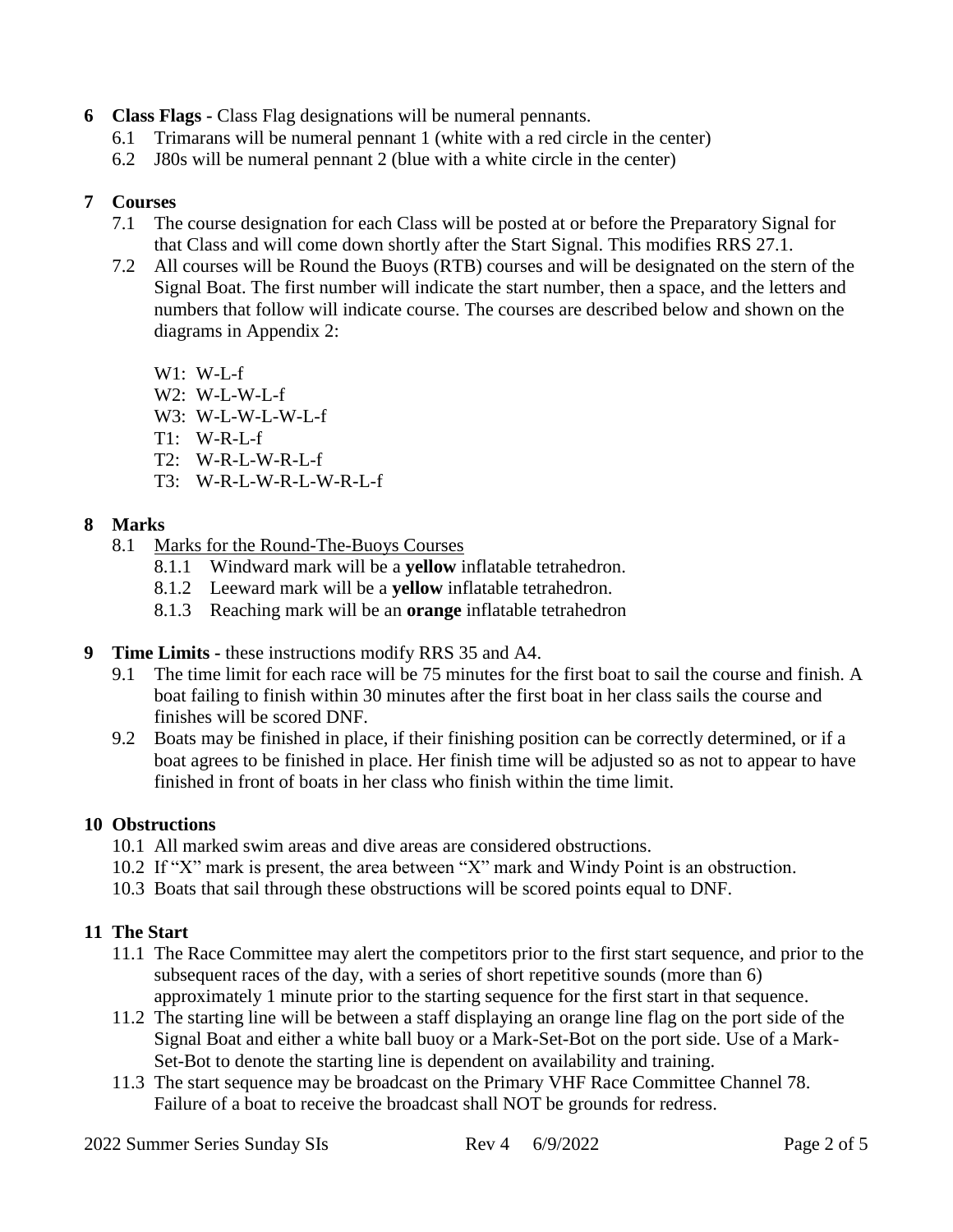## 6 Class Flags - Class Flag designations will be numeral pennants.

6.1 Trimarans will be numeral pennant 1 (white with a red circle in the center)

6.2 J80s will be numeral pennant 2 (blue with a white circle in the center)

## 7 Courses

7.1 The course designation for each Class will be posted at or before the Preparatory Signal for that Class and will come down shortly after the Start Signal. This modifies RRS 27.1.

7.2 All courses will be Round the Buoys (RTB) courses and will be designated on the stern of the Signal Boat. The first number will indicate the start number, then a space, and the letters and numbers that follow will indicate course. The courses are described below and shown on the diagrams in Appendix 2:

W1: W-L-f
W2: W-L-W-L-f
W3: W-L-W-L-W-L-f
T1: W-R-L-f
T2: W-R-L-W-R-L-f
T3: W-R-L-W-R-L-W-R-L-f

## 8 Marks

8.1 Marks for the Round-The-Buoys Courses

8.1.1 Windward mark will be a **yellow** inflatable tetrahedron.

8.1.2 Leeward mark will be a **yellow** inflatable tetrahedron.

8.1.3 Reaching mark will be an **orange** inflatable tetrahedron

## 9 Time Limits - these instructions modify RRS 35 and A4.

9.1 The time limit for each race will be 75 minutes for the first boat to sail the course and finish. A boat failing to finish within 30 minutes after the first boat in her class sails the course and finishes will be scored DNF.

9.2 Boats may be finished in place, if their finishing position can be correctly determined, or if a boat agrees to be finished in place. Her finish time will be adjusted so as not to appear to have finished in front of boats in her class who finish within the time limit.

## 10 Obstructions

10.1 All marked swim areas and dive areas are considered obstructions.

10.2 If "X" mark is present, the area between "X" mark and Windy Point is an obstruction.

10.3 Boats that sail through these obstructions will be scored points equal to DNF.

## 11 The Start

11.1 The Race Committee may alert the competitors prior to the first start sequence, and prior to the subsequent races of the day, with a series of short repetitive sounds (more than 6) approximately 1 minute prior to the starting sequence for the first start in that sequence.

11.2 The starting line will be between a staff displaying an orange line flag on the port side of the Signal Boat and either a white ball buoy or a Mark-Set-Bot on the port side. Use of a Mark-Set-Bot to denote the starting line is dependent on availability and training.

11.3 The start sequence may be broadcast on the Primary VHF Race Committee Channel 78. Failure of a boat to receive the broadcast shall NOT be grounds for redress.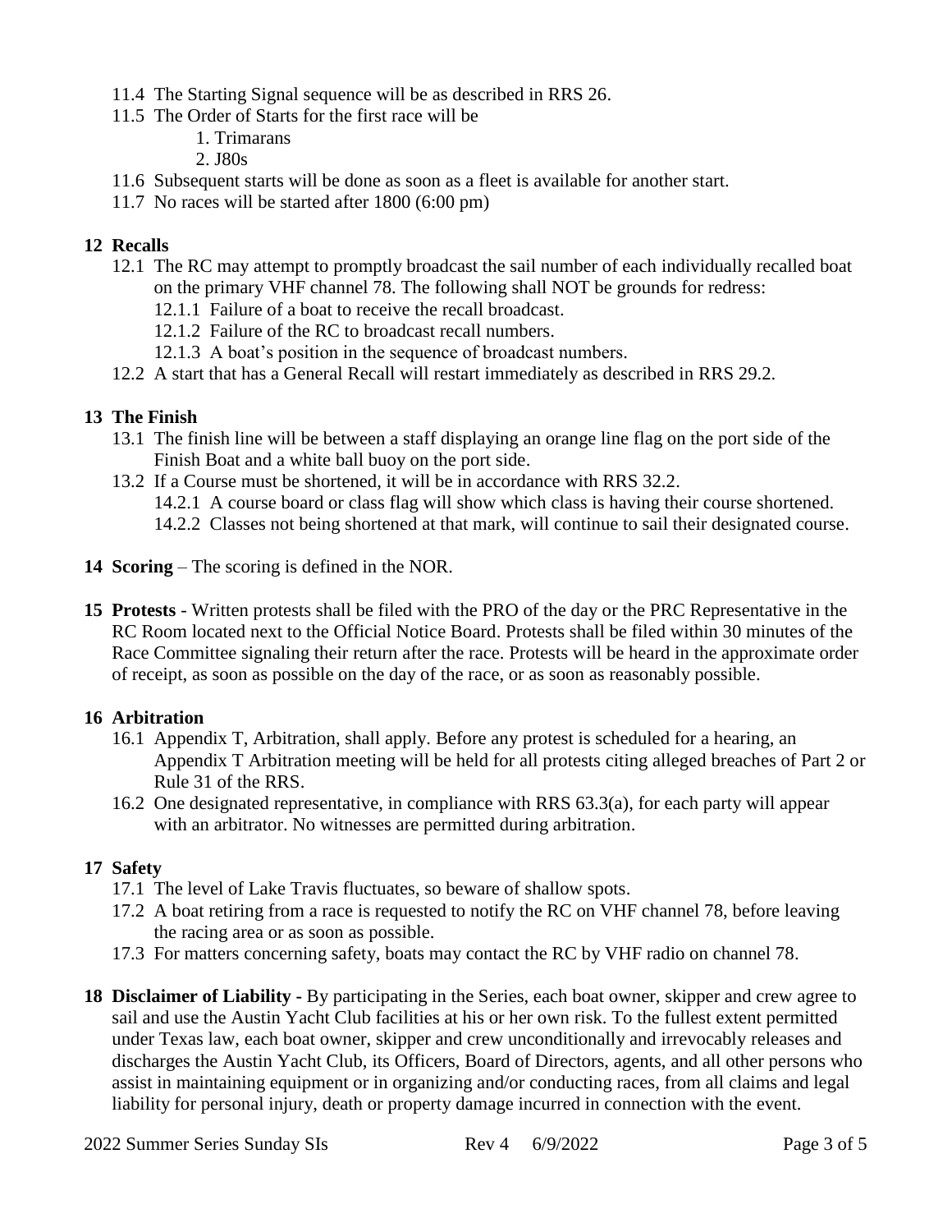11.4 The Starting Signal sequence will be as described in RRS 26.

11.5 The Order of Starts for the first race will be

1. Trimarans
2. J80s

11.6 Subsequent starts will be done as soon as a fleet is available for another start.

11.7 No races will be started after 1800 (6:00 pm)

## 12 Recalls

12.1 The RC may attempt to promptly broadcast the sail number of each individually recalled boat on the primary VHF channel 78. The following shall NOT be grounds for redress:

12.1.1 Failure of a boat to receive the recall broadcast.

12.1.2 Failure of the RC to broadcast recall numbers.

12.1.3 A boat's position in the sequence of broadcast numbers.

12.2 A start that has a General Recall will restart immediately as described in RRS 29.2.

## 13 The Finish

13.1 The finish line will be between a staff displaying an orange line flag on the port side of the Finish Boat and a white ball buoy on the port side.

13.2 If a Course must be shortened, it will be in accordance with RRS 32.2.

14.2.1 A course board or class flag will show which class is having their course shortened.

14.2.2 Classes not being shortened at that mark, will continue to sail their designated course.

**14 Scoring** – The scoring is defined in the NOR.

**15 Protests** - Written protests shall be filed with the PRO of the day or the PRC Representative in the RC Room located next to the Official Notice Board. Protests shall be filed within 30 minutes of the Race Committee signaling their return after the race. Protests will be heard in the approximate order of receipt, as soon as possible on the day of the race, or as soon as reasonably possible.

## 16 Arbitration

16.1 Appendix T, Arbitration, shall apply. Before any protest is scheduled for a hearing, an Appendix T Arbitration meeting will be held for all protests citing alleged breaches of Part 2 or Rule 31 of the RRS.

16.2 One designated representative, in compliance with RRS 63.3(a), for each party will appear with an arbitrator. No witnesses are permitted during arbitration.

## 17 Safety

17.1 The level of Lake Travis fluctuates, so beware of shallow spots.

17.2 A boat retiring from a race is requested to notify the RC on VHF channel 78, before leaving the racing area or as soon as possible.

17.3 For matters concerning safety, boats may contact the RC by VHF radio on channel 78.

**18 Disclaimer of Liability** - By participating in the Series, each boat owner, skipper and crew agree to sail and use the Austin Yacht Club facilities at his or her own risk. To the fullest extent permitted under Texas law, each boat owner, skipper and crew unconditionally and irrevocably releases and discharges the Austin Yacht Club, its Officers, Board of Directors, agents, and all other persons who assist in maintaining equipment or in organizing and/or conducting races, from all claims and legal liability for personal injury, death or property damage incurred in connection with the event.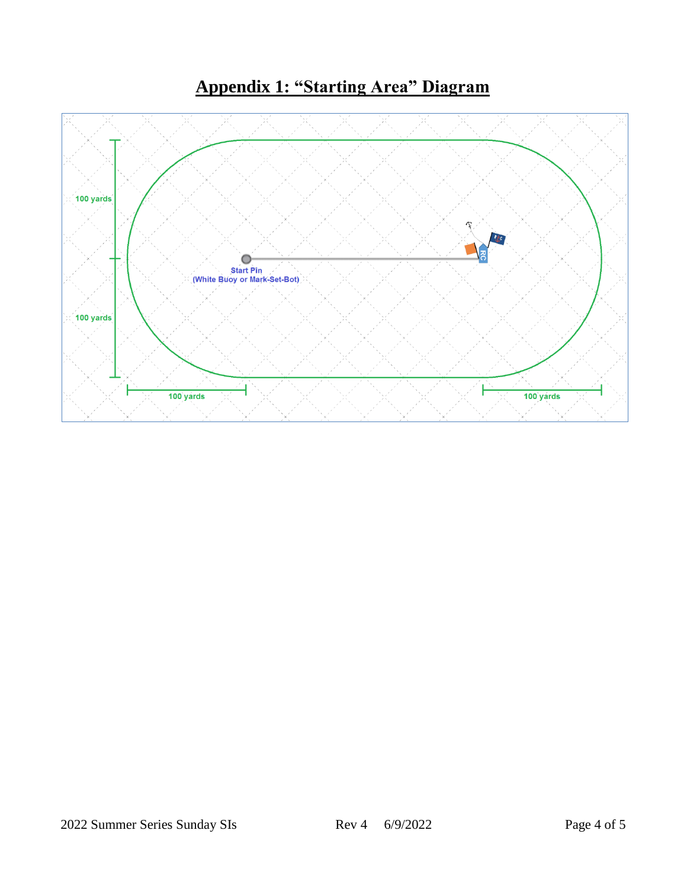# Appendix 1: "Starting Area" Diagram

100 yards

100 yards

Start Pin
(White Buoy or Mark-Set-Bot)

RC

100 yards

100 yards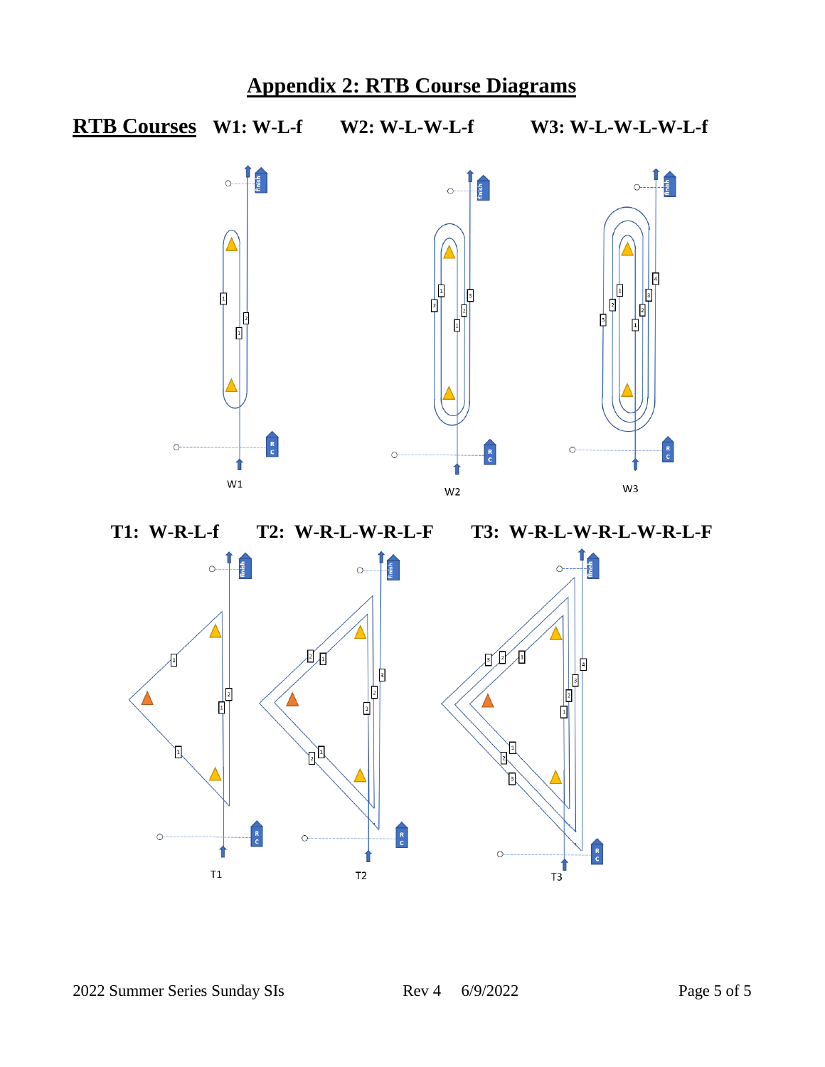## Appendix 2: RTB Course Diagrams

**RTB Courses** **W1: W-L-f** **W2: W-L-W-L-f** **W3: W-L-W-L-W-L-f**

finish

R C

W1

W2

W3

**T1: W-R-L-f** **T2: W-R-L-W-R-L-F** **T3: W-R-L-W-R-L-W-R-L-F**

finish

R C

T1

T2

T3